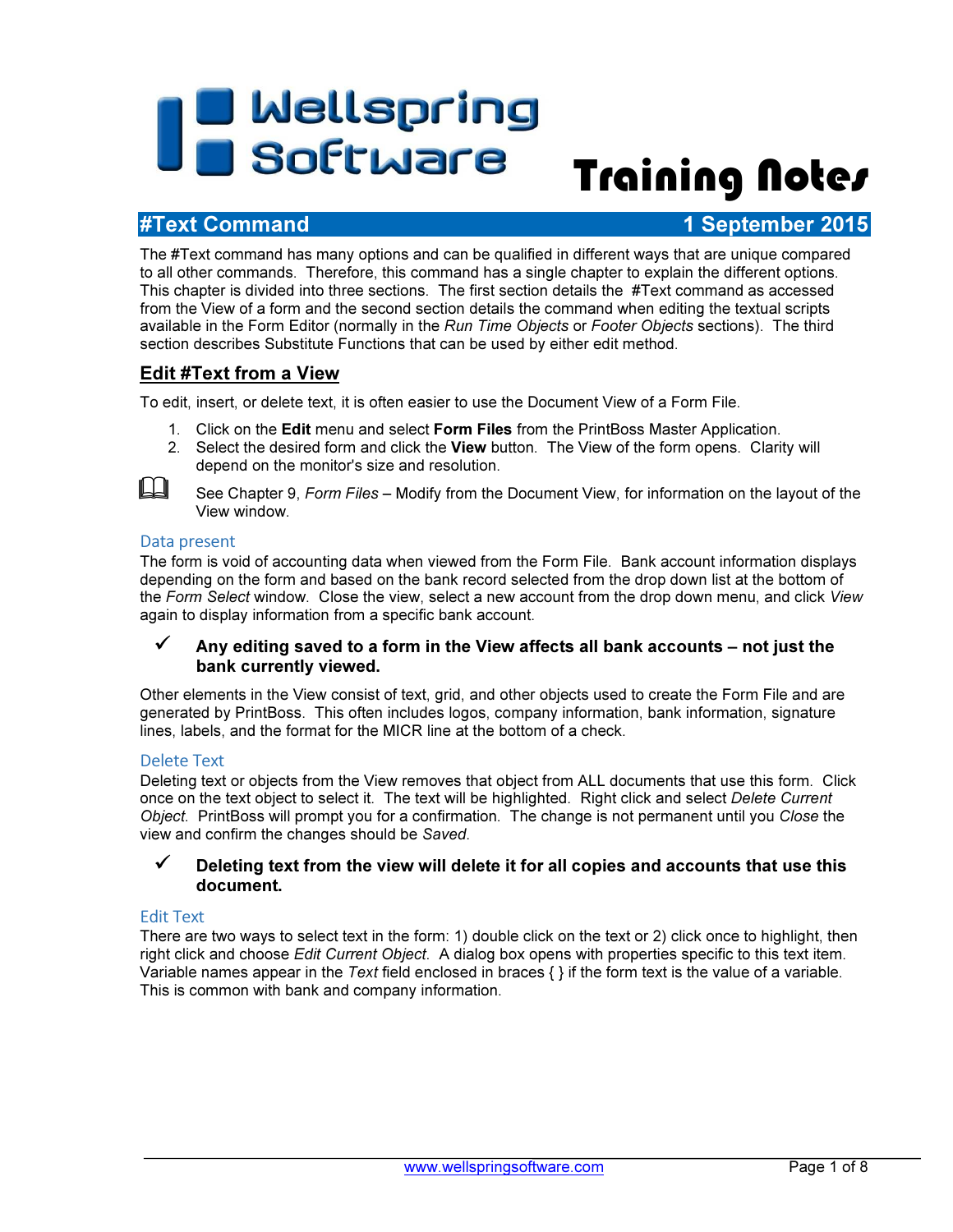# Wellspring Software Training Notes

## #Text Command — 1 September 2015

The #Text command has many options and can be qualified in different ways that are unique compared to all other commands. Therefore, this command has a single chapter to explain the different options. This chapter is divided into three sections. The first section details the #Text command as accessed from the View of a form and the second section details the command when editing the textual scripts available in the Form Editor (normally in the *Run Time Objects* or *Footer Objects* sections). The third section describes Substitute Functions that can be used by either edit method.

## Edit #Text from a View

To edit, insert, or delete text, it is often easier to use the Document View of a Form File.

1. Click on the **Edit** menu and select **Form Files** from the PrintBoss Master Application.
2. Select the desired form and click the **View** button. The View of the form opens. Clarity will depend on the monitor's size and resolution.

📖 See Chapter 9, *Form Files* – Modify from the Document View, for information on the layout of the View window.

### Data present

The form is void of accounting data when viewed from the Form File. Bank account information displays depending on the form and based on the bank record selected from the drop down list at the bottom of the *Form Select* window. Close the view, select a new account from the drop down menu, and click *View* again to display information from a specific bank account.

✓ **Any editing saved to a form in the View affects all bank accounts – not just the bank currently viewed.**

Other elements in the View consist of text, grid, and other objects used to create the Form File and are generated by PrintBoss. This often includes logos, company information, bank information, signature lines, labels, and the format for the MICR line at the bottom of a check.

### Delete Text

Deleting text or objects from the View removes that object from ALL documents that use this form. Click once on the text object to select it. The text will be highlighted. Right click and select *Delete Current Object.* PrintBoss will prompt you for a confirmation. The change is not permanent until you *Close* the view and confirm the changes should be *Saved*.

✓ **Deleting text from the view will delete it for all copies and accounts that use this document.**

### Edit Text

There are two ways to select text in the form: 1) double click on the text or 2) click once to highlight, then right click and choose *Edit Current Object.* A dialog box opens with properties specific to this text item. Variable names appear in the *Text* field enclosed in braces { } if the form text is the value of a variable. This is common with bank and company information.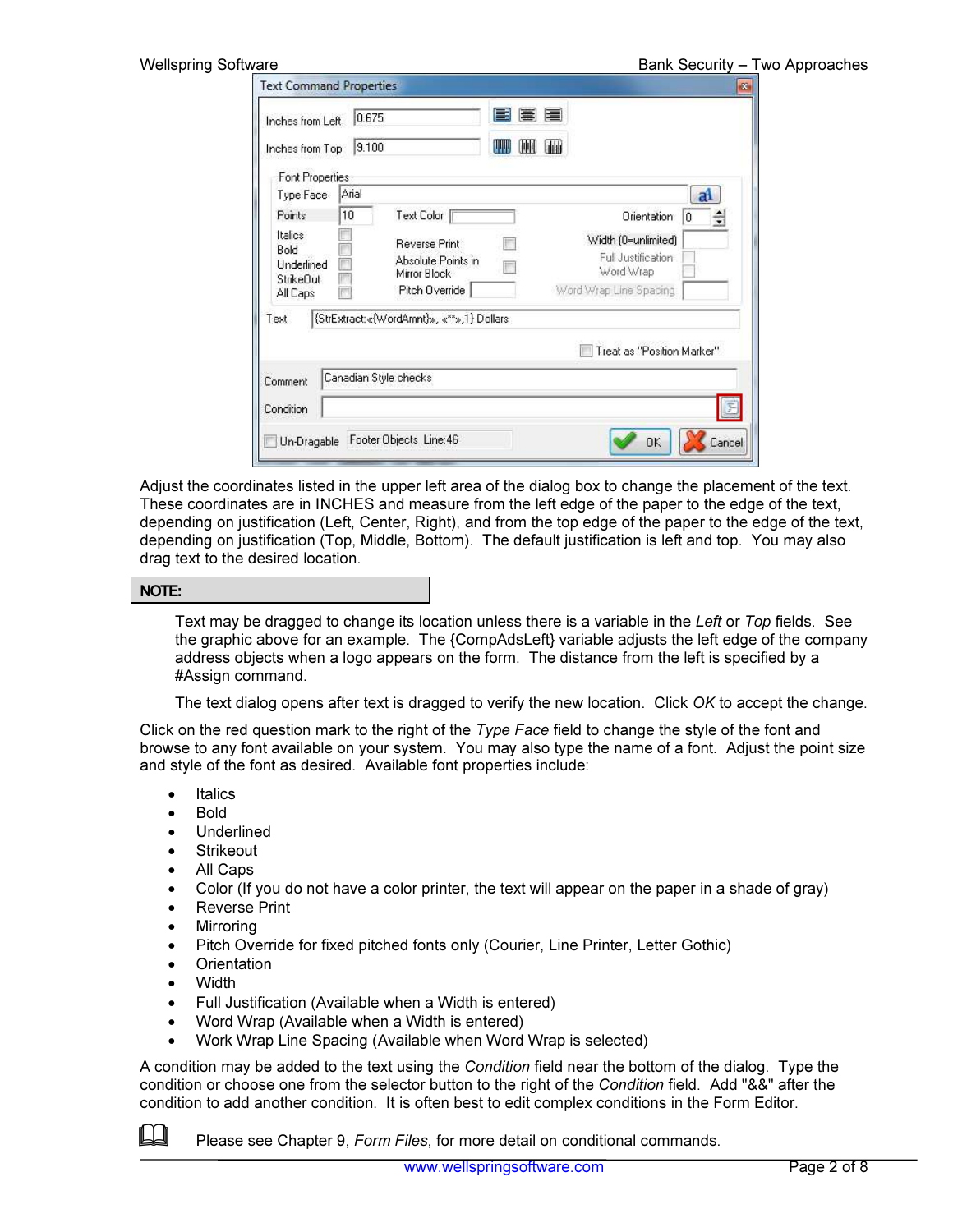Adjust the coordinates listed in the upper left area of the dialog box to change the placement of the text. These coordinates are in INCHES and measure from the left edge of the paper to the edge of the text, depending on justification (Left, Center, Right), and from the top edge of the paper to the edge of the text, depending on justification (Top, Middle, Bottom). The default justification is left and top. You may also drag text to the desired location.

**NOTE:**

Text may be dragged to change its location unless there is a variable in the *Left* or *Top* fields. See the graphic above for an example. The {CompAdsLeft} variable adjusts the left edge of the company address objects when a logo appears on the form. The distance from the left is specified by a #Assign command.

The text dialog opens after text is dragged to verify the new location. Click *OK* to accept the change.

Click on the red question mark to the right of the *Type Face* field to change the style of the font and browse to any font available on your system. You may also type the name of a font. Adjust the point size and style of the font as desired. Available font properties include:

- Italics
- Bold
- Underlined
- Strikeout
- All Caps
- Color (If you do not have a color printer, the text will appear on the paper in a shade of gray)
- Reverse Print
- Mirroring
- Pitch Override for fixed pitched fonts only (Courier, Line Printer, Letter Gothic)
- Orientation
- Width
- Full Justification (Available when a Width is entered)
- Word Wrap (Available when a Width is entered)
- Work Wrap Line Spacing (Available when Word Wrap is selected)

A condition may be added to the text using the *Condition* field near the bottom of the dialog. Type the condition or choose one from the selector button to the right of the *Condition* field. Add "&&" after the condition to add another condition. It is often best to edit complex conditions in the Form Editor.

Please see Chapter 9, *Form Files*, for more detail on conditional commands.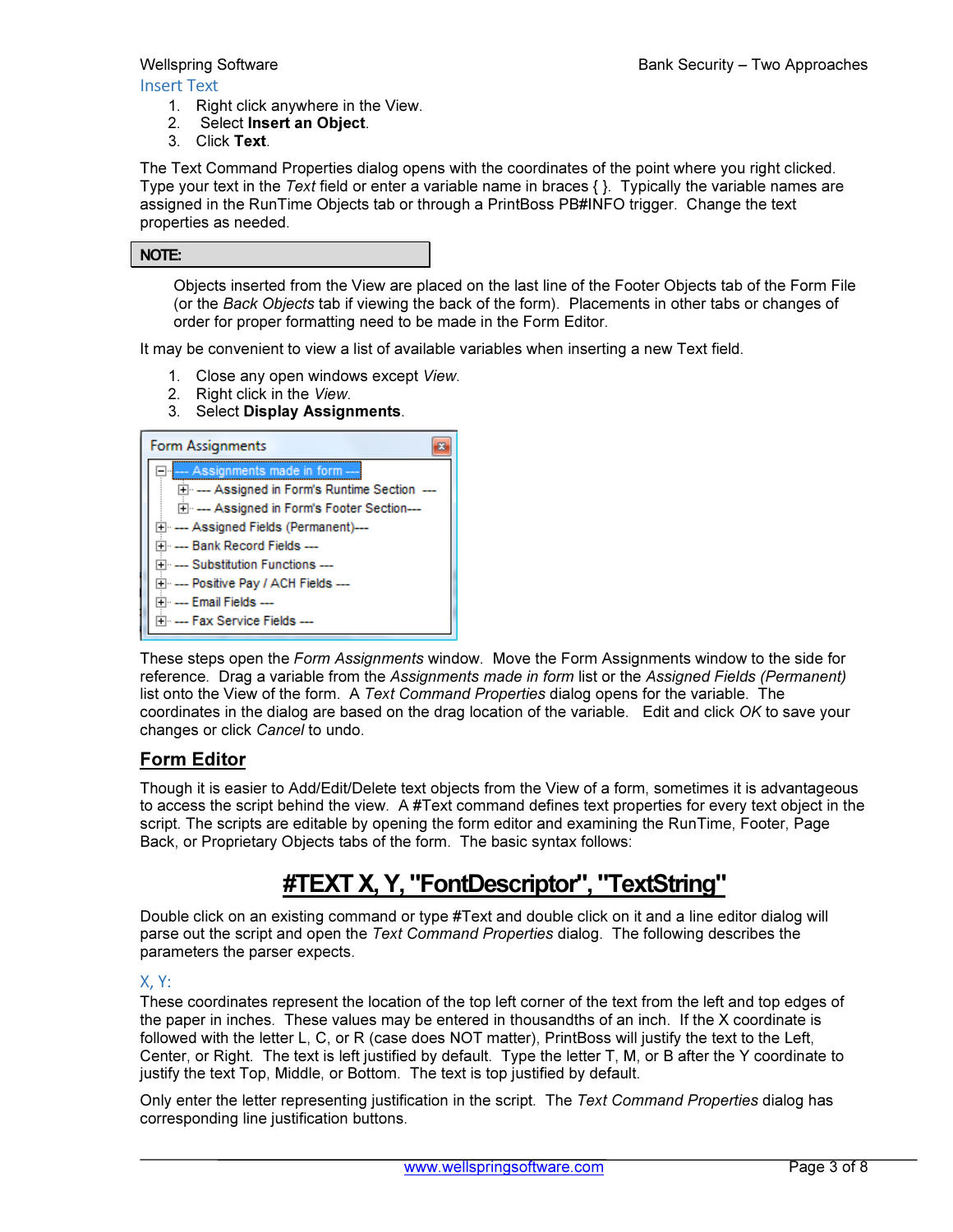### Insert Text

1. Right click anywhere in the View.
2. Select **Insert an Object**.
3. Click **Text**.

The Text Command Properties dialog opens with the coordinates of the point where you right clicked. Type your text in the *Text* field or enter a variable name in braces { }. Typically the variable names are assigned in the RunTime Objects tab or through a PrintBoss PB#INFO trigger. Change the text properties as needed.

**NOTE:**

Objects inserted from the View are placed on the last line of the Footer Objects tab of the Form File (or the *Back Objects* tab if viewing the back of the form). Placements in other tabs or changes of order for proper formatting need to be made in the Form Editor.

It may be convenient to view a list of available variables when inserting a new Text field.

1. Close any open windows except *View*.
2. Right click in the *View*.
3. Select **Display Assignments**.

Form Assignments

- --- Assignments made in form ---
  - --- Assigned in Form's Runtime Section ---
  - --- Assigned in Form's Footer Section---
- --- Assigned Fields (Permanent)---
- --- Bank Record Fields ---
- --- Substitution Functions ---
- --- Positive Pay / ACH Fields ---
- --- Email Fields ---
- --- Fax Service Fields ---

These steps open the *Form Assignments* window. Move the Form Assignments window to the side for reference. Drag a variable from the *Assignments made in form* list or the *Assigned Fields (Permanent)* list onto the View of the form. A *Text Command Properties* dialog opens for the variable. The coordinates in the dialog are based on the drag location of the variable. Edit and click *OK* to save your changes or click *Cancel* to undo.

## Form Editor

Though it is easier to Add/Edit/Delete text objects from the View of a form, sometimes it is advantageous to access the script behind the view. A #Text command defines text properties for every text object in the script. The scripts are editable by opening the form editor and examining the RunTime, Footer, Page Back, or Proprietary Objects tabs of the form. The basic syntax follows:

# #TEXT X, Y, "FontDescriptor", "TextString"

Double click on an existing command or type #Text and double click on it and a line editor dialog will parse out the script and open the *Text Command Properties* dialog. The following describes the parameters the parser expects.

### X, Y:

These coordinates represent the location of the top left corner of the text from the left and top edges of the paper in inches. These values may be entered in thousandths of an inch. If the X coordinate is followed with the letter L, C, or R (case does NOT matter), PrintBoss will justify the text to the Left, Center, or Right. The text is left justified by default. Type the letter T, M, or B after the Y coordinate to justify the text Top, Middle, or Bottom. The text is top justified by default.

Only enter the letter representing justification in the script. The *Text Command Properties* dialog has corresponding line justification buttons.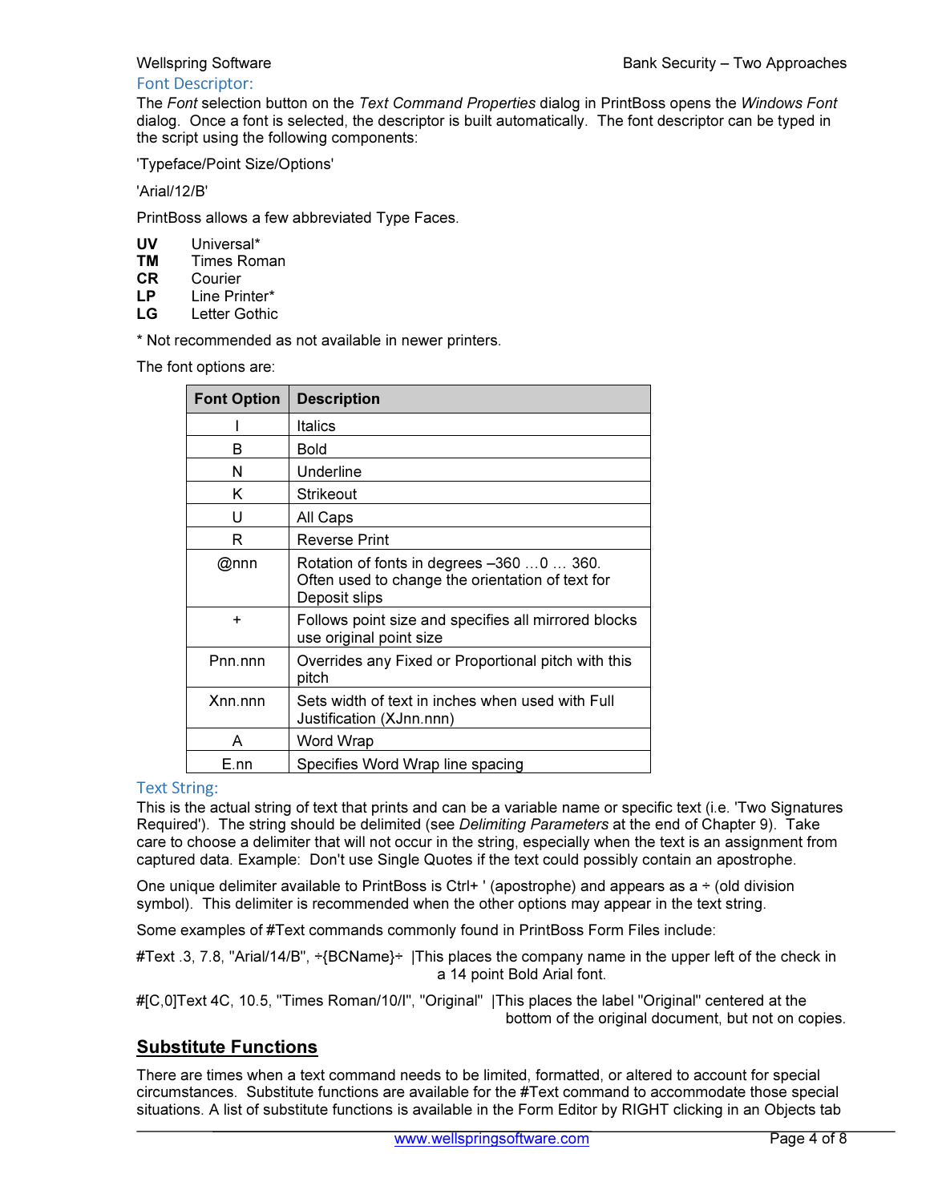### Font Descriptor:

The *Font* selection button on the *Text Command Properties* dialog in PrintBoss opens the *Windows Font* dialog. Once a font is selected, the descriptor is built automatically. The font descriptor can be typed in the script using the following components:

'Typeface/Point Size/Options'

'Arial/12/B'

PrintBoss allows a few abbreviated Type Faces.

**UV** Universal*
**TM** Times Roman
**CR** Courier
**LP** Line Printer*
**LG** Letter Gothic

* Not recommended as not available in newer printers.

The font options are:

| Font Option | Description |
|---|---|
| I | Italics |
| B | Bold |
| N | Underline |
| K | Strikeout |
| U | All Caps |
| R | Reverse Print |
| @nnn | Rotation of fonts in degrees –360 …0 … 360. Often used to change the orientation of text for Deposit slips |
| + | Follows point size and specifies all mirrored blocks use original point size |
| Pnn.nnn | Overrides any Fixed or Proportional pitch with this pitch |
| Xnn.nnn | Sets width of text in inches when used with Full Justification (XJnn.nnn) |
| A | Word Wrap |
| E.nn | Specifies Word Wrap line spacing |

### Text String:

This is the actual string of text that prints and can be a variable name or specific text (i.e. 'Two Signatures Required'). The string should be delimited (see *Delimiting Parameters* at the end of Chapter 9). Take care to choose a delimiter that will not occur in the string, especially when the text is an assignment from captured data. Example: Don't use Single Quotes if the text could possibly contain an apostrophe.

One unique delimiter available to PrintBoss is Ctrl+ ' (apostrophe) and appears as a ÷ (old division symbol). This delimiter is recommended when the other options may appear in the text string.

Some examples of #Text commands commonly found in PrintBoss Form Files include:

#Text .3, 7.8, "Arial/14/B", ÷{BCName}÷ |This places the company name in the upper left of the check in a 14 point Bold Arial font.

#[C,0]Text 4C, 10.5, "Times Roman/10/I", "Original" |This places the label "Original" centered at the bottom of the original document, but not on copies.

## Substitute Functions

There are times when a text command needs to be limited, formatted, or altered to account for special circumstances. Substitute functions are available for the #Text command to accommodate those special situations. A list of substitute functions is available in the Form Editor by RIGHT clicking in an Objects tab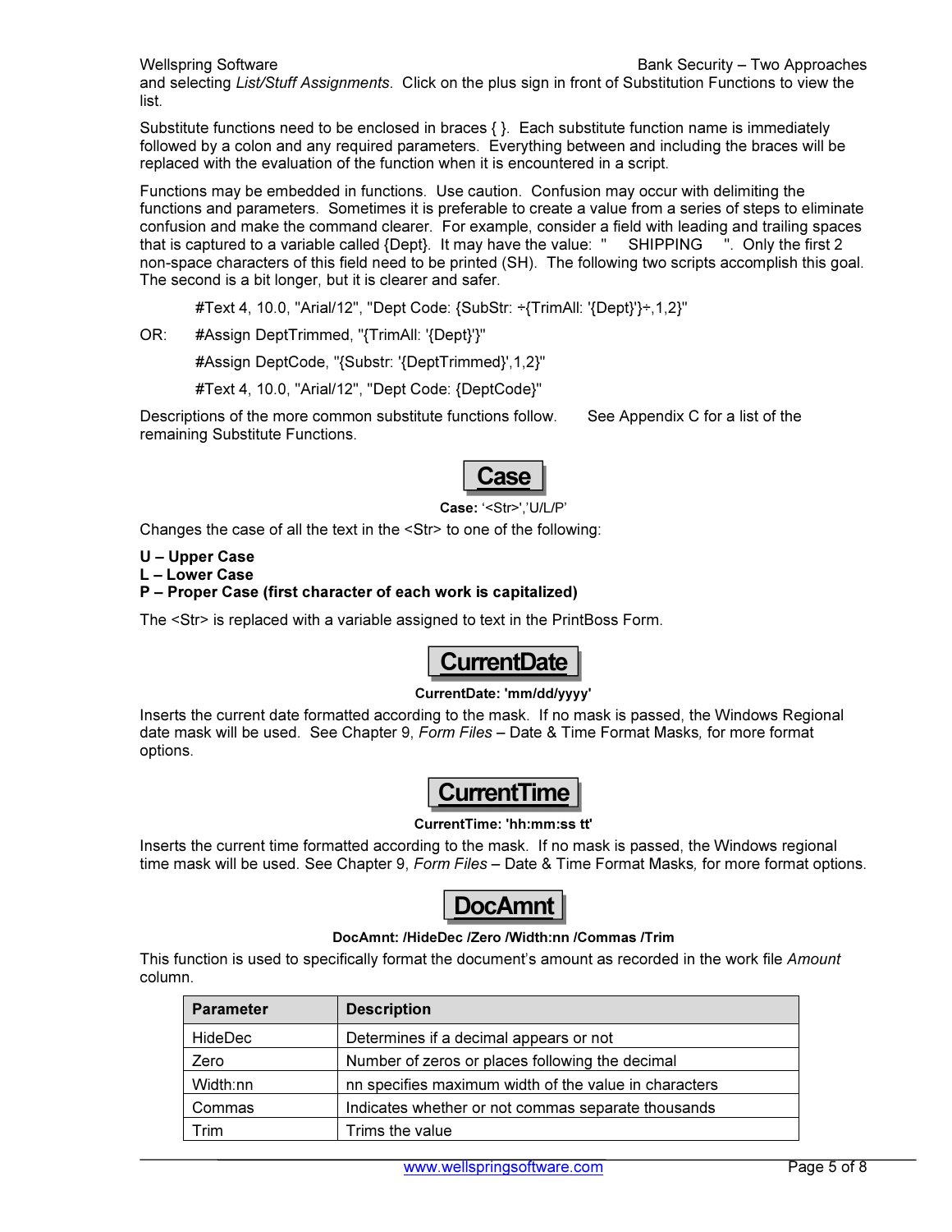and selecting *List/Stuff Assignments*. Click on the plus sign in front of Substitution Functions to view the list.

Substitute functions need to be enclosed in braces { }. Each substitute function name is immediately followed by a colon and any required parameters. Everything between and including the braces will be replaced with the evaluation of the function when it is encountered in a script.

Functions may be embedded in functions. Use caution. Confusion may occur with delimiting the functions and parameters. Sometimes it is preferable to create a value from a series of steps to eliminate confusion and make the command clearer. For example, consider a field with leading and trailing spaces that is captured to a variable called {Dept}. It may have the value: "    SHIPPING    ". Only the first 2 non-space characters of this field need to be printed (SH). The following two scripts accomplish this goal. The second is a bit longer, but it is clearer and safer.

```
#Text 4, 10.0, "Arial/12", "Dept Code: {SubStr: ÷{TrimAll: '{Dept}'}÷,1,2}"
```

OR:

```
#Assign DeptTrimmed, "{TrimAll: '{Dept}'}"
#Assign DeptCode, "{Substr: '{DeptTrimmed}',1,2}"
#Text 4, 10.0, "Arial/12", "Dept Code: {DeptCode}"
```

Descriptions of the more common substitute functions follow. See Appendix C for a list of the remaining Substitute Functions.

## Case

**Case:** '<Str>','U/L/P'

Changes the case of all the text in the <Str> to one of the following:

**U – Upper Case**
**L – Lower Case**
**P – Proper Case (first character of each work is capitalized)**

The <Str> is replaced with a variable assigned to text in the PrintBoss Form.

## CurrentDate

**CurrentDate: 'mm/dd/yyyy'**

Inserts the current date formatted according to the mask. If no mask is passed, the Windows Regional date mask will be used. See Chapter 9, *Form Files* – Date & Time Format Masks, for more format options.

## CurrentTime

**CurrentTime: 'hh:mm:ss tt'**

Inserts the current time formatted according to the mask. If no mask is passed, the Windows regional time mask will be used. See Chapter 9, *Form Files* – Date & Time Format Masks, for more format options.

## DocAmnt

**DocAmnt: /HideDec /Zero /Width:nn /Commas /Trim**

This function is used to specifically format the document's amount as recorded in the work file *Amount* column.

| Parameter | Description |
|---|---|
| HideDec | Determines if a decimal appears or not |
| Zero | Number of zeros or places following the decimal |
| Width:nn | nn specifies maximum width of the value in characters |
| Commas | Indicates whether or not commas separate thousands |
| Trim | Trims the value |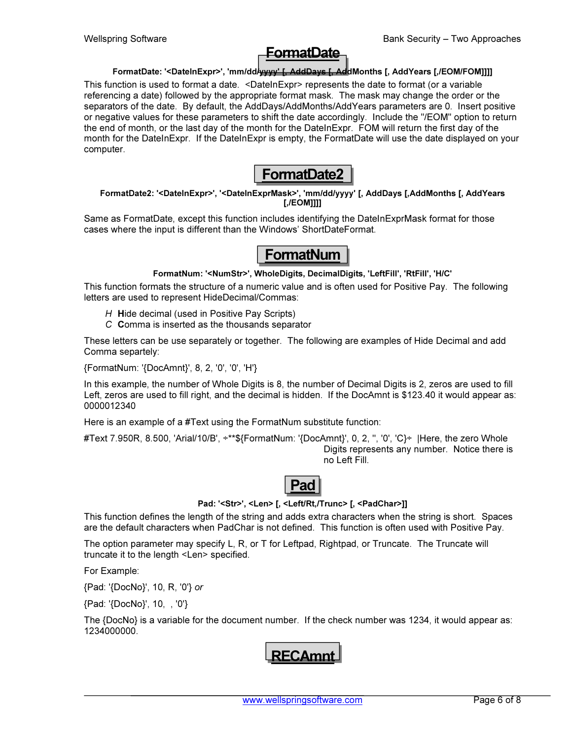## FormatDate

**FormatDate: '<DateInExpr>', 'mm/dd/yyyy' [, AddDays [, AddMonths [, AddYears [,/EOM/FOM]]]]**

This function is used to format a date. <DateInExpr> represents the date to format (or a variable referencing a date) followed by the appropriate format mask. The mask may change the order or the separators of the date. By default, the AddDays/AddMonths/AddYears parameters are 0. Insert positive or negative values for these parameters to shift the date accordingly. Include the "/EOM" option to return the end of month, or the last day of the month for the DateInExpr. FOM will return the first day of the month for the DateInExpr. If the DateInExpr is empty, the FormatDate will use the date displayed on your computer.

## FormatDate2

**FormatDate2: '<DateInExpr>', '<DateInExprMask>', 'mm/dd/yyyy' [, AddDays [,AddMonths [, AddYears [,/EOM]]]]**

Same as FormatDate, except this function includes identifying the DateInExprMask format for those cases where the input is different than the Windows' ShortDateFormat.

## FormatNum

**FormatNum: '<NumStr>', WholeDigits, DecimalDigits, 'LeftFill', 'RtFill', 'H/C'**

This function formats the structure of a numeric value and is often used for Positive Pay. The following letters are used to represent HideDecimal/Commas:

- *H* **H**ide decimal (used in Positive Pay Scripts)
- *C* **C**omma is inserted as the thousands separator

These letters can be use separately or together. The following are examples of Hide Decimal and add Comma spartely:

{FormatNum: '{DocAmnt}', 8, 2, '0', '0', 'H'}

In this example, the number of Whole Digits is 8, the number of Decimal Digits is 2, zeros are used to fill Left, zeros are used to fill right, and the decimal is hidden. If the DocAmnt is $123.40 it would appear as: 0000012340

Here is an example of a #Text using the FormatNum substitute function:

#Text 7.950R, 8.500, 'Arial/10/B', ÷**${FormatNum: '{DocAmnt}', 0, 2, '', '0', 'C}÷ |Here, the zero Whole Digits represents any number. Notice there is no Left Fill.

## Pad

**Pad: '<Str>', <Len> [, <Left/Rt,/Trunc> [, <PadChar>]]**

This function defines the length of the string and adds extra characters when the string is short. Spaces are the default characters when PadChar is not defined. This function is often used with Positive Pay.

The option parameter may specify L, R, or T for Leftpad, Rightpad, or Truncate. The Truncate will truncate it to the length <Len> specified.

For Example:

{Pad: '{DocNo}', 10, R, '0'} *or*

{Pad: '{DocNo}', 10, , '0'}

The {DocNo} is a variable for the document number. If the check number was 1234, it would appear as: 1234000000.

## RECAmnt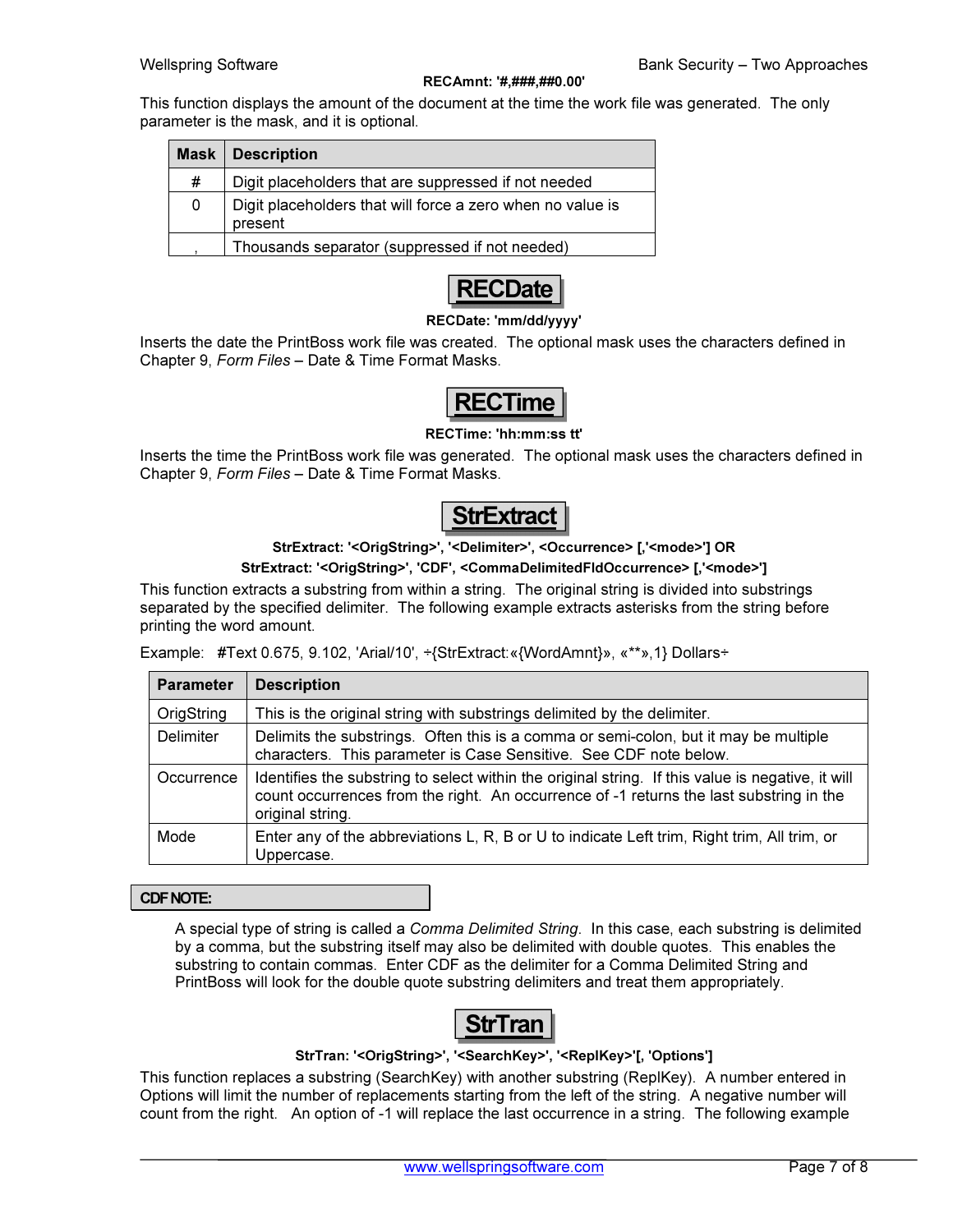**RECAmnt: '#,###,##0.00'**

This function displays the amount of the document at the time the work file was generated. The only parameter is the mask, and it is optional.

| Mask | Description |
|---|---|
| # | Digit placeholders that are suppressed if not needed |
| 0 | Digit placeholders that will force a zero when no value is present |
| , | Thousands separator (suppressed if not needed) |

## RECDate

**RECDate: 'mm/dd/yyyy'**

Inserts the date the PrintBoss work file was created. The optional mask uses the characters defined in Chapter 9, *Form Files* – Date & Time Format Masks.

## RECTime

**RECTime: 'hh:mm:ss tt'**

Inserts the time the PrintBoss work file was generated. The optional mask uses the characters defined in Chapter 9, *Form Files* – Date & Time Format Masks.

## StrExtract

**StrExtract: '<OrigString>', '<Delimiter>', <Occurrence> [,'<mode>'] OR**
**StrExtract: '<OrigString>', 'CDF', <CommaDelimitedFldOccurrence> [,'<mode>']**

This function extracts a substring from within a string. The original string is divided into substrings separated by the specified delimiter. The following example extracts asterisks from the string before printing the word amount.

Example: #Text 0.675, 9.102, 'Arial/10', ÷{StrExtract:«{WordAmnt}», «**»,1} Dollars÷

| Parameter | Description |
|---|---|
| OrigString | This is the original string with substrings delimited by the delimiter. |
| Delimiter | Delimits the substrings. Often this is a comma or semi-colon, but it may be multiple characters. This parameter is Case Sensitive. See CDF note below. |
| Occurrence | Identifies the substring to select within the original string. If this value is negative, it will count occurrences from the right. An occurrence of -1 returns the last substring in the original string. |
| Mode | Enter any of the abbreviations L, R, B or U to indicate Left trim, Right trim, All trim, or Uppercase. |

**CDF NOTE:**

A special type of string is called a *Comma Delimited String*. In this case, each substring is delimited by a comma, but the substring itself may also be delimited with double quotes. This enables the substring to contain commas. Enter CDF as the delimiter for a Comma Delimited String and PrintBoss will look for the double quote substring delimiters and treat them appropriately.

## StrTran

**StrTran: '<OrigString>', '<SearchKey>', '<ReplKey>'[, 'Options']**

This function replaces a substring (SearchKey) with another substring (ReplKey). A number entered in Options will limit the number of replacements starting from the left of the string. A negative number will count from the right. An option of -1 will replace the last occurrence in a string. The following example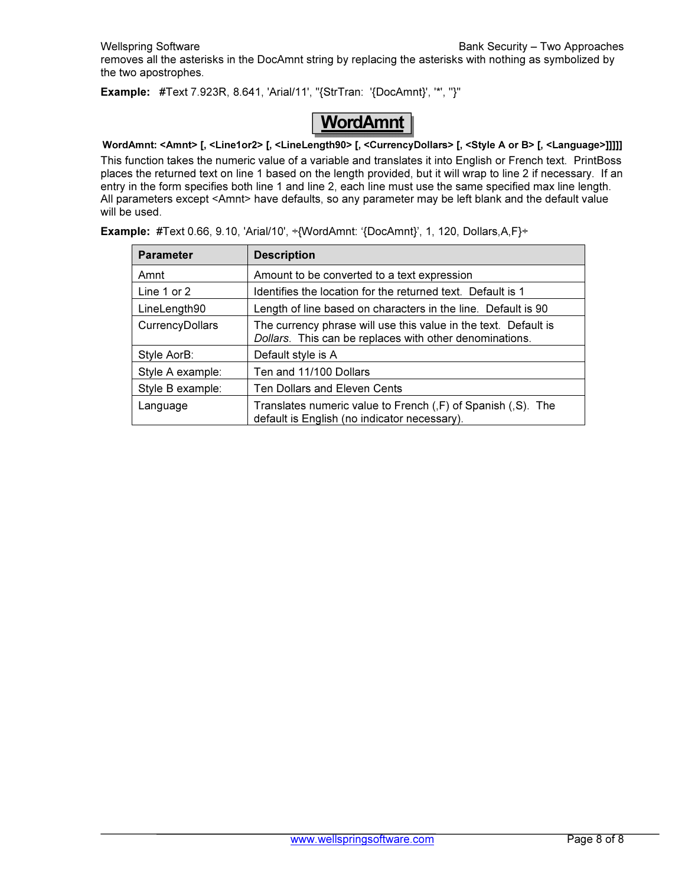removes all the asterisks in the DocAmnt string by replacing the asterisks with nothing as symbolized by the two apostrophes.

**Example:** #Text 7.923R, 8.641, 'Arial/11', "{StrTran: '{DocAmnt}', '*', ''}"

## WordAmnt

**WordAmnt: <Amnt> [, <Line1or2> [, <LineLength90> [, <CurrencyDollars> [, <Style A or B> [, <Language>]]]]]**

This function takes the numeric value of a variable and translates it into English or French text. PrintBoss places the returned text on line 1 based on the length provided, but it will wrap to line 2 if necessary. If an entry in the form specifies both line 1 and line 2, each line must use the same specified max line length. All parameters except <Amnt> have defaults, so any parameter may be left blank and the default value will be used.

**Example:** #Text 0.66, 9.10, 'Arial/10', ÷{WordAmnt: '{DocAmnt}', 1, 120, Dollars,A,F}÷

| Parameter | Description |
|---|---|
| Amnt | Amount to be converted to a text expression |
| Line 1 or 2 | Identifies the location for the returned text. Default is 1 |
| LineLength90 | Length of line based on characters in the line. Default is 90 |
| CurrencyDollars | The currency phrase will use this value in the text. Default is *Dollars*. This can be replaces with other denominations. |
| Style AorB: | Default style is A |
| Style A example: | Ten and 11/100 Dollars |
| Style B example: | Ten Dollars and Eleven Cents |
| Language | Translates numeric value to French (,F) of Spanish (,S). The default is English (no indicator necessary). |